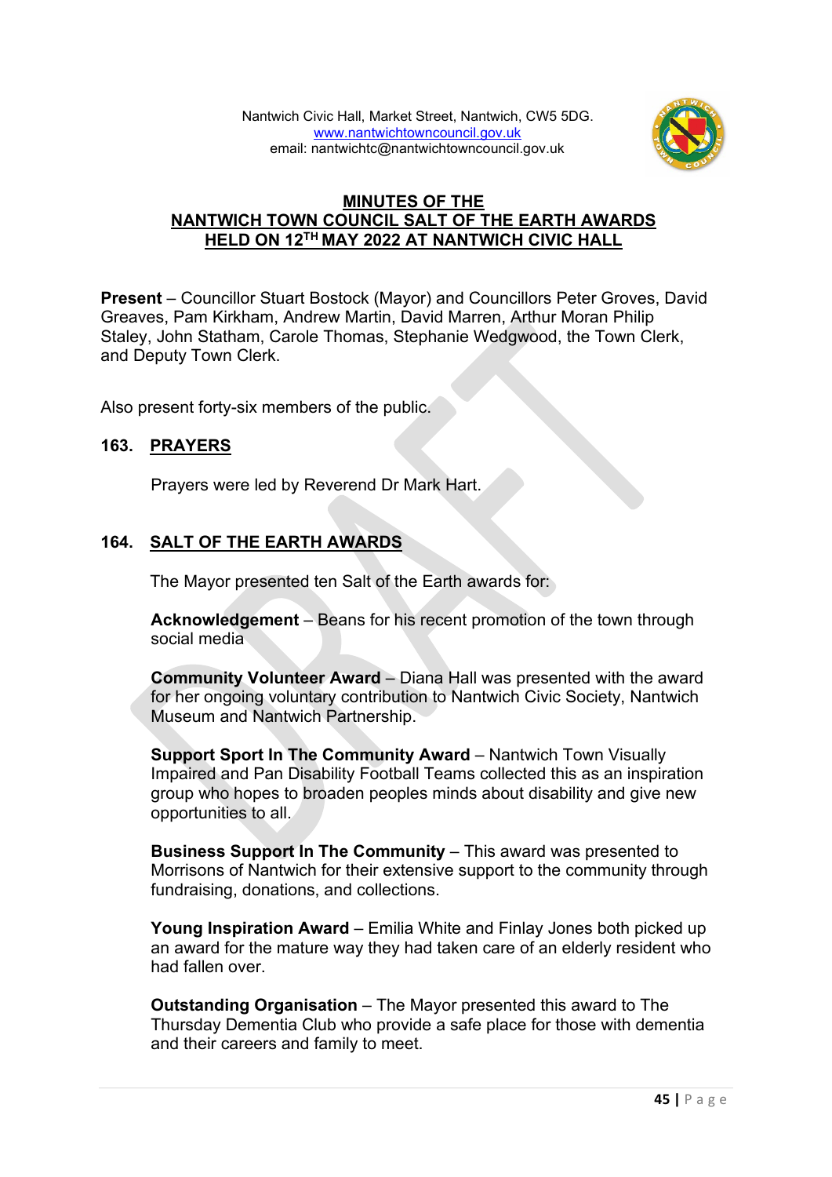Nantwich Civic Hall, Market Street, Nantwich, CW5 5DG.
www.nantwichtowncouncil.gov.uk
email: nantwichtc@nantwichtowncouncil.gov.uk

# MINUTES OF THE NANTWICH TOWN COUNCIL SALT OF THE EARTH AWARDS HELD ON 12TH MAY 2022 AT NANTWICH CIVIC HALL

**Present** – Councillor Stuart Bostock (Mayor) and Councillors Peter Groves, David Greaves, Pam Kirkham, Andrew Martin, David Marren, Arthur Moran Philip Staley, John Statham, Carole Thomas, Stephanie Wedgwood, the Town Clerk, and Deputy Town Clerk.

Also present forty-six members of the public.

## 163. PRAYERS

Prayers were led by Reverend Dr Mark Hart.

## 164. SALT OF THE EARTH AWARDS

The Mayor presented ten Salt of the Earth awards for:

**Acknowledgement** – Beans for his recent promotion of the town through social media

**Community Volunteer Award** – Diana Hall was presented with the award for her ongoing voluntary contribution to Nantwich Civic Society, Nantwich Museum and Nantwich Partnership.

**Support Sport In The Community Award** – Nantwich Town Visually Impaired and Pan Disability Football Teams collected this as an inspiration group who hopes to broaden peoples minds about disability and give new opportunities to all.

**Business Support In The Community** – This award was presented to Morrisons of Nantwich for their extensive support to the community through fundraising, donations, and collections.

**Young Inspiration Award** – Emilia White and Finlay Jones both picked up an award for the mature way they had taken care of an elderly resident who had fallen over.

**Outstanding Organisation** – The Mayor presented this award to The Thursday Dementia Club who provide a safe place for those with dementia and their careers and family to meet.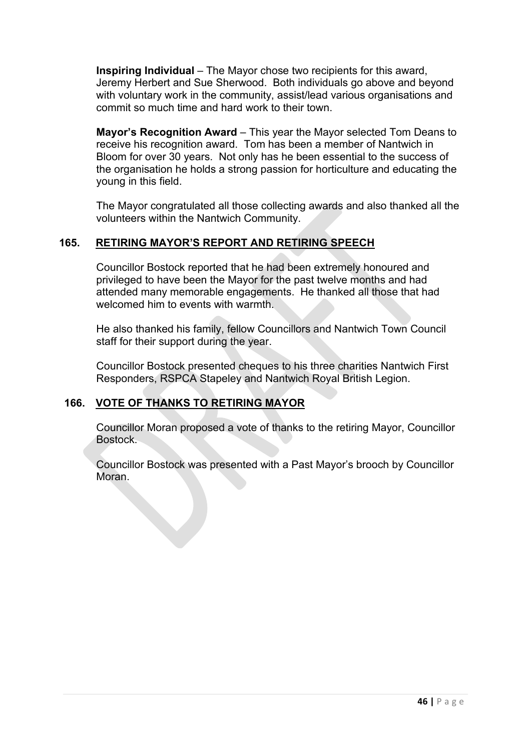**Inspiring Individual** – The Mayor chose two recipients for this award, Jeremy Herbert and Sue Sherwood. Both individuals go above and beyond with voluntary work in the community, assist/lead various organisations and commit so much time and hard work to their town.

**Mayor's Recognition Award** – This year the Mayor selected Tom Deans to receive his recognition award. Tom has been a member of Nantwich in Bloom for over 30 years. Not only has he been essential to the success of the organisation he holds a strong passion for horticulture and educating the young in this field.

The Mayor congratulated all those collecting awards and also thanked all the volunteers within the Nantwich Community.

## 165. RETIRING MAYOR'S REPORT AND RETIRING SPEECH

Councillor Bostock reported that he had been extremely honoured and privileged to have been the Mayor for the past twelve months and had attended many memorable engagements. He thanked all those that had welcomed him to events with warmth.

He also thanked his family, fellow Councillors and Nantwich Town Council staff for their support during the year.

Councillor Bostock presented cheques to his three charities Nantwich First Responders, RSPCA Stapeley and Nantwich Royal British Legion.

## 166. VOTE OF THANKS TO RETIRING MAYOR

Councillor Moran proposed a vote of thanks to the retiring Mayor, Councillor Bostock.

Councillor Bostock was presented with a Past Mayor's brooch by Councillor Moran.